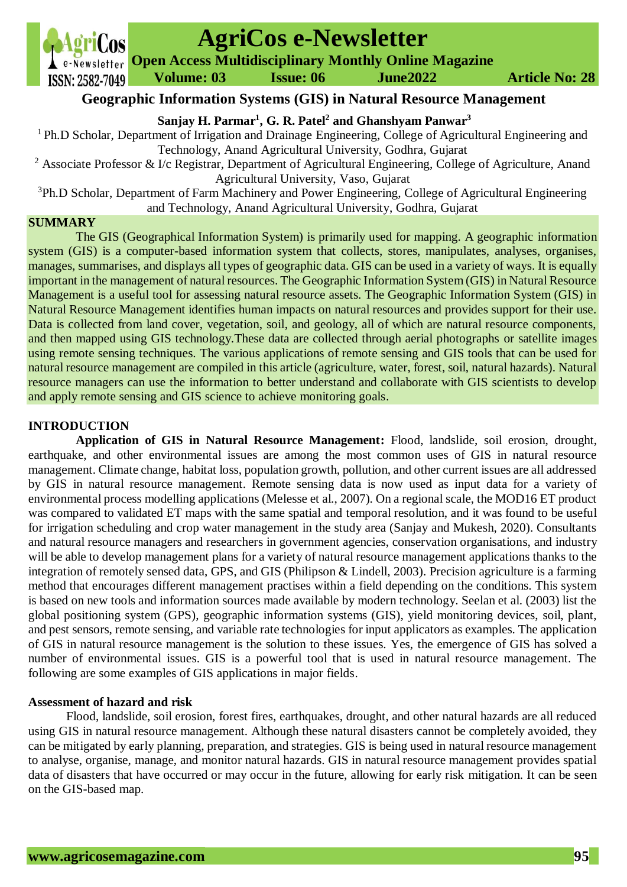# Geographic Information Systems (GIS) in Natural Resource Management

**Sanjay H. Parmar[1], G. R. Patel[2] and Ghanshyam Panwar[3]**

[1] Ph.D Scholar, Department of Irrigation and Drainage Engineering, College of Agricultural Engineering and Technology, Anand Agricultural University, Godhra, Gujarat

[2] Associate Professor & I/c Registrar, Department of Agricultural Engineering, College of Agriculture, Anand Agricultural University, Vaso, Gujarat

[3] Ph.D Scholar, Department of Farm Machinery and Power Engineering, College of Agricultural Engineering and Technology, Anand Agricultural University, Godhra, Gujarat

## SUMMARY

The GIS (Geographical Information System) is primarily used for mapping. A geographic information system (GIS) is a computer-based information system that collects, stores, manipulates, analyses, organises, manages, summarises, and displays all types of geographic data. GIS can be used in a variety of ways. It is equally important in the management of natural resources. The Geographic Information System (GIS) in Natural Resource Management is a useful tool for assessing natural resource assets. The Geographic Information System (GIS) in Natural Resource Management identifies human impacts on natural resources and provides support for their use. Data is collected from land cover, vegetation, soil, and geology, all of which are natural resource components, and then mapped using GIS technology.These data are collected through aerial photographs or satellite images using remote sensing techniques. The various applications of remote sensing and GIS tools that can be used for natural resource management are compiled in this article (agriculture, water, forest, soil, natural hazards). Natural resource managers can use the information to better understand and collaborate with GIS scientists to develop and apply remote sensing and GIS science to achieve monitoring goals.

## INTRODUCTION

**Application of GIS in Natural Resource Management:** Flood, landslide, soil erosion, drought, earthquake, and other environmental issues are among the most common uses of GIS in natural resource management. Climate change, habitat loss, population growth, pollution, and other current issues are all addressed by GIS in natural resource management. Remote sensing data is now used as input data for a variety of environmental process modelling applications (Melesse et al., 2007). On a regional scale, the MOD16 ET product was compared to validated ET maps with the same spatial and temporal resolution, and it was found to be useful for irrigation scheduling and crop water management in the study area (Sanjay and Mukesh, 2020). Consultants and natural resource managers and researchers in government agencies, conservation organisations, and industry will be able to develop management plans for a variety of natural resource management applications thanks to the integration of remotely sensed data, GPS, and GIS (Philipson & Lindell, 2003). Precision agriculture is a farming method that encourages different management practises within a field depending on the conditions. This system is based on new tools and information sources made available by modern technology. Seelan et al. (2003) list the global positioning system (GPS), geographic information systems (GIS), yield monitoring devices, soil, plant, and pest sensors, remote sensing, and variable rate technologies for input applicators as examples. The application of GIS in natural resource management is the solution to these issues. Yes, the emergence of GIS has solved a number of environmental issues. GIS is a powerful tool that is used in natural resource management. The following are some examples of GIS applications in major fields.

### Assessment of hazard and risk

Flood, landslide, soil erosion, forest fires, earthquakes, drought, and other natural hazards are all reduced using GIS in natural resource management. Although these natural disasters cannot be completely avoided, they can be mitigated by early planning, preparation, and strategies. GIS is being used in natural resource management to analyse, organise, manage, and monitor natural hazards. GIS in natural resource management provides spatial data of disasters that have occurred or may occur in the future, allowing for early risk mitigation. It can be seen on the GIS-based map.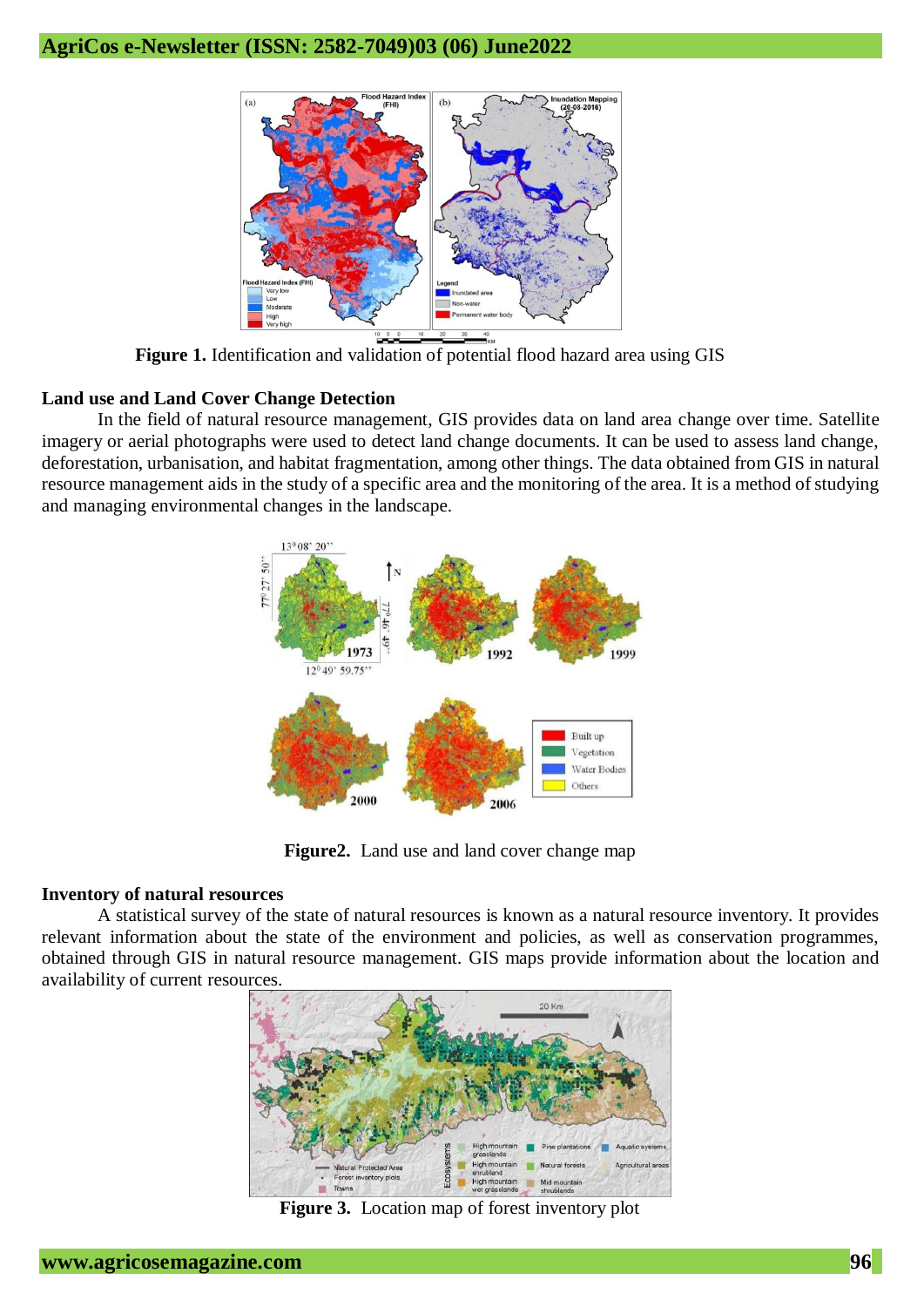Figure 1. Identification and validation of potential flood hazard area using GIS

### Land use and Land Cover Change Detection

In the field of natural resource management, GIS provides data on land area change over time. Satellite imagery or aerial photographs were used to detect land change documents. It can be used to assess land change, deforestation, urbanisation, and habitat fragmentation, among other things. The data obtained from GIS in natural resource management aids in the study of a specific area and the monitoring of the area. It is a method of studying and managing environmental changes in the landscape.

Figure2. Land use and land cover change map

### Inventory of natural resources

A statistical survey of the state of natural resources is known as a natural resource inventory. It provides relevant information about the state of the environment and policies, as well as conservation programmes, obtained through GIS in natural resource management. GIS maps provide information about the location and availability of current resources.

Figure 3. Location map of forest inventory plot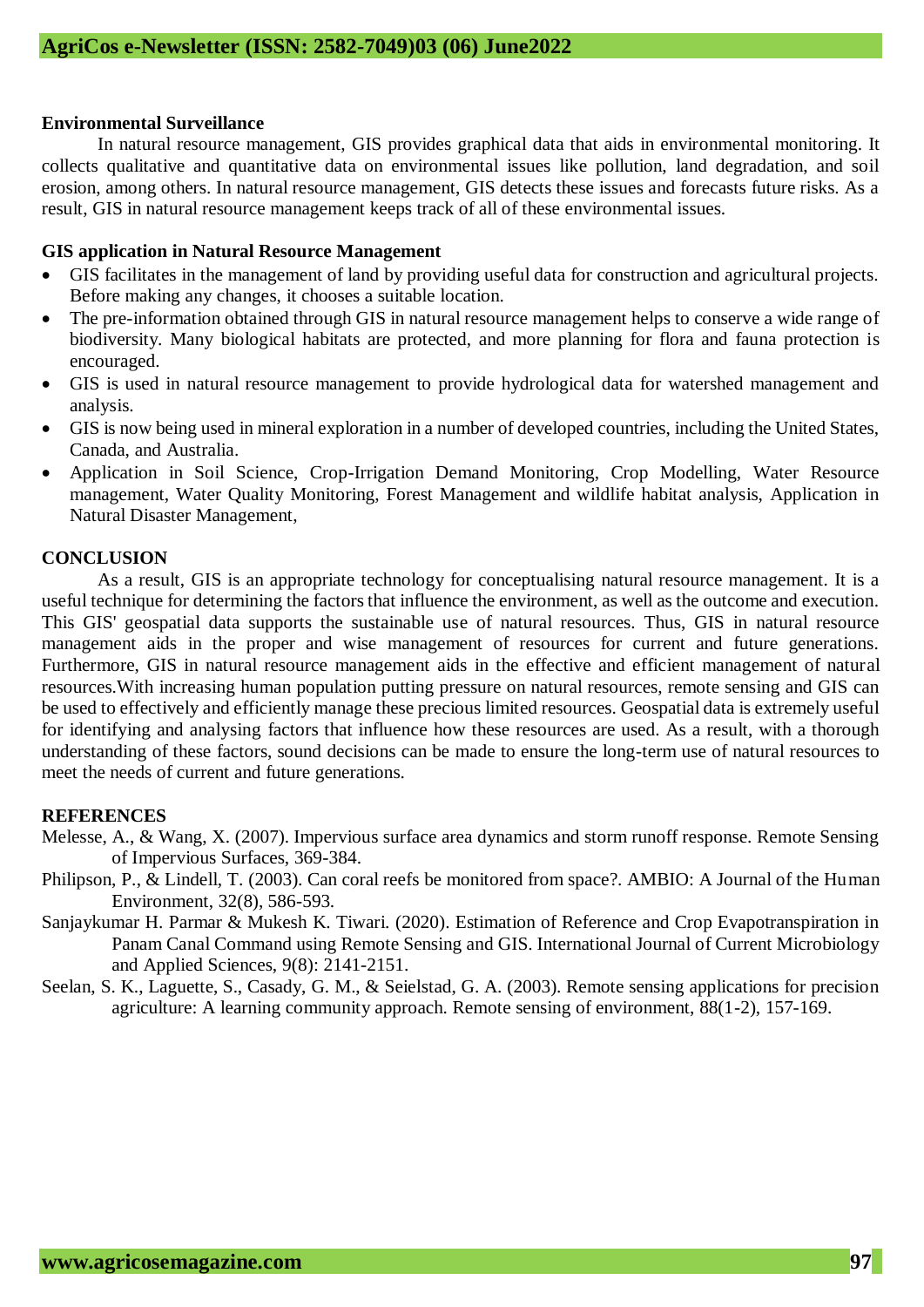**Environmental Surveillance**

In natural resource management, GIS provides graphical data that aids in environmental monitoring. It collects qualitative and quantitative data on environmental issues like pollution, land degradation, and soil erosion, among others. In natural resource management, GIS detects these issues and forecasts future risks. As a result, GIS in natural resource management keeps track of all of these environmental issues.

**GIS application in Natural Resource Management**

- GIS facilitates in the management of land by providing useful data for construction and agricultural projects. Before making any changes, it chooses a suitable location.
- The pre-information obtained through GIS in natural resource management helps to conserve a wide range of biodiversity. Many biological habitats are protected, and more planning for flora and fauna protection is encouraged.
- GIS is used in natural resource management to provide hydrological data for watershed management and analysis.
- GIS is now being used in mineral exploration in a number of developed countries, including the United States, Canada, and Australia.
- Application in Soil Science, Crop-Irrigation Demand Monitoring, Crop Modelling, Water Resource management, Water Quality Monitoring, Forest Management and wildlife habitat analysis, Application in Natural Disaster Management,

## CONCLUSION

As a result, GIS is an appropriate technology for conceptualising natural resource management. It is a useful technique for determining the factors that influence the environment, as well as the outcome and execution. This GIS' geospatial data supports the sustainable use of natural resources. Thus, GIS in natural resource management aids in the proper and wise management of resources for current and future generations. Furthermore, GIS in natural resource management aids in the effective and efficient management of natural resources.With increasing human population putting pressure on natural resources, remote sensing and GIS can be used to effectively and efficiently manage these precious limited resources. Geospatial data is extremely useful for identifying and analysing factors that influence how these resources are used. As a result, with a thorough understanding of these factors, sound decisions can be made to ensure the long-term use of natural resources to meet the needs of current and future generations.

## REFERENCES

Melesse, A., & Wang, X. (2007). Impervious surface area dynamics and storm runoff response. Remote Sensing of Impervious Surfaces, 369-384.

Philipson, P., & Lindell, T. (2003). Can coral reefs be monitored from space?. AMBIO: A Journal of the Human Environment, 32(8), 586-593.

Sanjaykumar H. Parmar & Mukesh K. Tiwari. (2020). Estimation of Reference and Crop Evapotranspiration in Panam Canal Command using Remote Sensing and GIS. International Journal of Current Microbiology and Applied Sciences, 9(8): 2141-2151.

Seelan, S. K., Laguette, S., Casady, G. M., & Seielstad, G. A. (2003). Remote sensing applications for precision agriculture: A learning community approach. Remote sensing of environment, 88(1-2), 157-169.